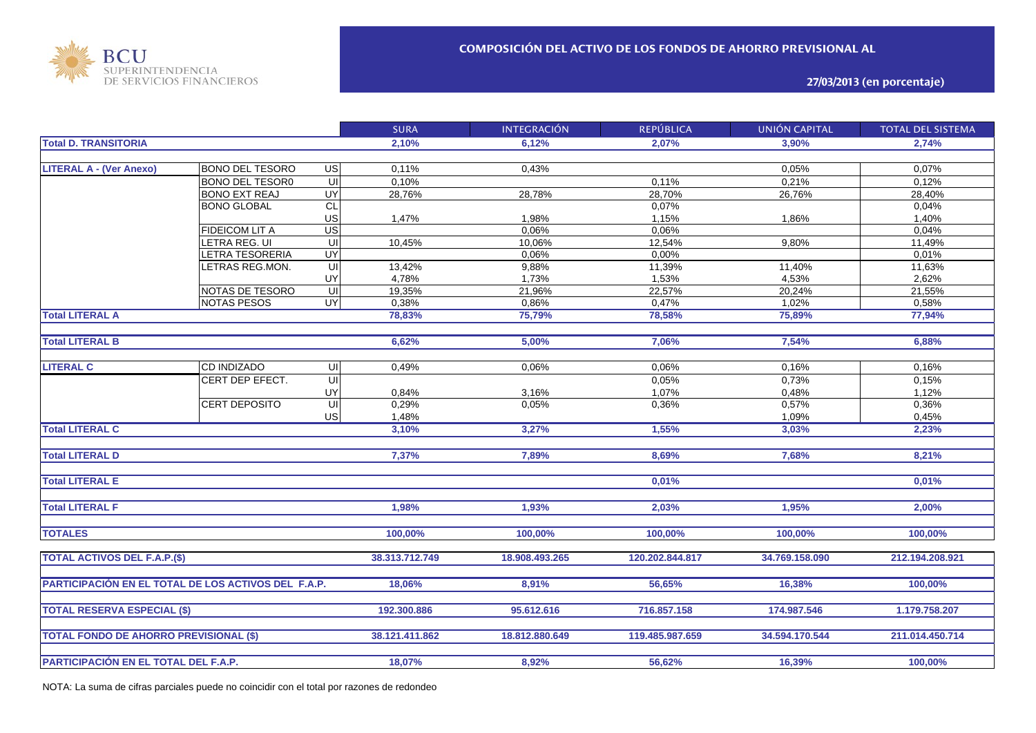BCU SUPERINTENDENCIA DE SERVICIOS FINANCIEROS

# COMPOSICIÓN DEL ACTIVO DE LOS FONDOS DE AHORRO PREVISIONAL AL

## 27/03/2013 (en porcentaje)

| | | | SURA | INTEGRACIÓN | REPÚBLICA | UNIÓN CAPITAL | TOTAL DEL SISTEMA |
|---|---|---|---|---|---|---|---|
| **Total D. TRANSITORIA** | | | **2,10%** | **6,12%** | **2,07%** | **3,90%** | **2,74%** |
| **LITERAL A - (Ver Anexo)** | BONO DEL TESORO | US | 0,11% | 0,43% | | 0,05% | 0,07% |
| | BONO DEL TESOR0 | UI | 0,10% | | 0,11% | 0,21% | 0,12% |
| | BONO EXT REAJ | UY | 28,76% | 28,78% | 28,70% | 26,76% | 28,40% |
| | BONO GLOBAL | CL | | | 0,07% | | 0,04% |
| | | US | 1,47% | 1,98% | 1,15% | 1,86% | 1,40% |
| | FIDEICOM LIT A | US | | 0,06% | 0,06% | | 0,04% |
| | LETRA REG. UI | UI | 10,45% | 10,06% | 12,54% | 9,80% | 11,49% |
| | LETRA TESORERIA | UY | | 0,06% | 0,00% | | 0,01% |
| | LETRAS REG.MON. | UI | 13,42% | 9,88% | 11,39% | 11,40% | 11,63% |
| | | UY | 4,78% | 1,73% | 1,53% | 4,53% | 2,62% |
| | NOTAS DE TESORO | UI | 19,35% | 21,96% | 22,57% | 20,24% | 21,55% |
| | NOTAS PESOS | UY | 0,38% | 0,86% | 0,47% | 1,02% | 0,58% |
| **Total LITERAL A** | | | **78,83%** | **75,79%** | **78,58%** | **75,89%** | **77,94%** |
| **Total LITERAL B** | | | **6,62%** | **5,00%** | **7,06%** | **7,54%** | **6,88%** |
| **LITERAL C** | CD INDIZADO | UI | 0,49% | 0,06% | 0,06% | 0,16% | 0,16% |
| | CERT DEP EFECT. | UI | | | 0,05% | 0,73% | 0,15% |
| | | UY | 0,84% | 3,16% | 1,07% | 0,48% | 1,12% |
| | CERT DEPOSITO | UI | 0,29% | 0,05% | 0,36% | 0,57% | 0,36% |
| | | US | 1,48% | | | 1,09% | 0,45% |
| **Total LITERAL C** | | | **3,10%** | **3,27%** | **1,55%** | **3,03%** | **2,23%** |
| **Total LITERAL D** | | | **7,37%** | **7,89%** | **8,69%** | **7,68%** | **8,21%** |
| **Total LITERAL E** | | | | | **0,01%** | | **0,01%** |
| **Total LITERAL F** | | | **1,98%** | **1,93%** | **2,03%** | **1,95%** | **2,00%** |
| **TOTALES** | | | **100,00%** | **100,00%** | **100,00%** | **100,00%** | **100,00%** |
| **TOTAL ACTIVOS DEL F.A.P.($)** | | | **38.313.712.749** | **18.908.493.265** | **120.202.844.817** | **34.769.158.090** | **212.194.208.921** |
| **PARTICIPACIÓN EN EL TOTAL DE LOS ACTIVOS DEL F.A.P.** | | | **18,06%** | **8,91%** | **56,65%** | **16,38%** | **100,00%** |
| **TOTAL RESERVA ESPECIAL ($)** | | | **192.300.886** | **95.612.616** | **716.857.158** | **174.987.546** | **1.179.758.207** |
| **TOTAL FONDO DE AHORRO PREVISIONAL ($)** | | | **38.121.411.862** | **18.812.880.649** | **119.485.987.659** | **34.594.170.544** | **211.014.450.714** |
| **PARTICIPACIÓN EN EL TOTAL DEL F.A.P.** | | | **18,07%** | **8,92%** | **56,62%** | **16,39%** | **100,00%** |

NOTA: La suma de cifras parciales puede no coincidir con el total por razones de redondeo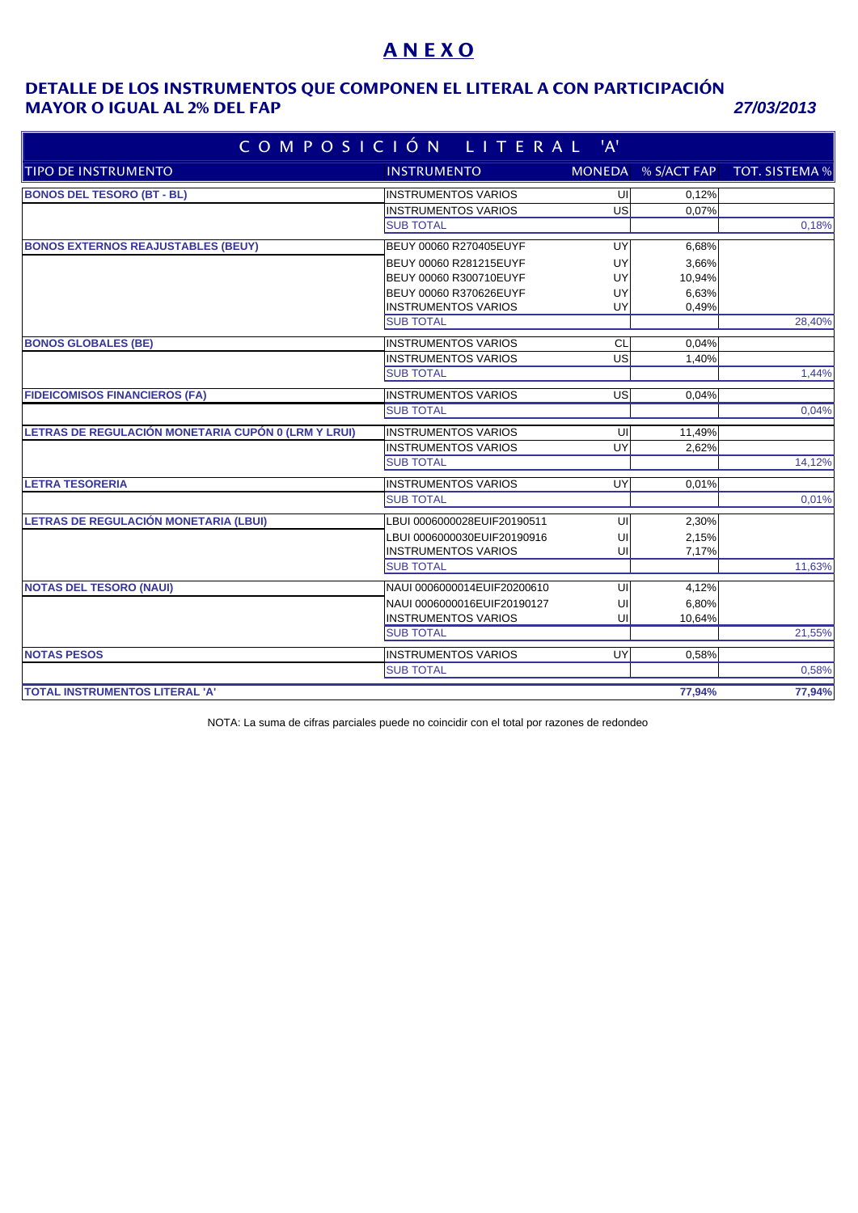# ANEXO

## DETALLE DE LOS INSTRUMENTOS QUE COMPONEN EL LITERAL A CON PARTICIPACIÓN MAYOR O IGUAL AL 2% DEL FAP

*27/03/2013*

**COMPOSICIÓN LITERAL 'A'**

| TIPO DE INSTRUMENTO | INSTRUMENTO | MONEDA | % S/ACT FAP | TOT. SISTEMA % |
|---|---|---|---|---|
| **BONOS DEL TESORO (BT - BL)** | INSTRUMENTOS VARIOS | UI | 0,12% | |
| | INSTRUMENTOS VARIOS | US | 0,07% | |
| | SUB TOTAL | | | 0,18% |
| **BONOS EXTERNOS REAJUSTABLES (BEUY)** | BEUY 00060 R270405EUYF | UY | 6,68% | |
| | BEUY 00060 R281215EUYF | UY | 3,66% | |
| | BEUY 00060 R300710EUYF | UY | 10,94% | |
| | BEUY 00060 R370626EUYF | UY | 6,63% | |
| | INSTRUMENTOS VARIOS | UY | 0,49% | |
| | SUB TOTAL | | | 28,40% |
| **BONOS GLOBALES (BE)** | INSTRUMENTOS VARIOS | CL | 0,04% | |
| | INSTRUMENTOS VARIOS | US | 1,40% | |
| | SUB TOTAL | | | 1,44% |
| **FIDEICOMISOS FINANCIEROS (FA)** | INSTRUMENTOS VARIOS | US | 0,04% | |
| | SUB TOTAL | | | 0,04% |
| **LETRAS DE REGULACIÓN MONETARIA CUPÓN 0 (LRM Y LRUI)** | INSTRUMENTOS VARIOS | UI | 11,49% | |
| | INSTRUMENTOS VARIOS | UY | 2,62% | |
| | SUB TOTAL | | | 14,12% |
| **LETRA TESORERIA** | INSTRUMENTOS VARIOS | UY | 0,01% | |
| | SUB TOTAL | | | 0,01% |
| **LETRAS DE REGULACIÓN MONETARIA (LBUI)** | LBUI 0006000028EUIF20190511 | UI | 2,30% | |
| | LBUI 0006000030EUIF20190916 | UI | 2,15% | |
| | INSTRUMENTOS VARIOS | UI | 7,17% | |
| | SUB TOTAL | | | 11,63% |
| **NOTAS DEL TESORO (NAUI)** | NAUI 0006000014EUIF20200610 | UI | 4,12% | |
| | NAUI 0006000016EUIF20190127 | UI | 6,80% | |
| | INSTRUMENTOS VARIOS | UI | 10,64% | |
| | SUB TOTAL | | | 21,55% |
| **NOTAS PESOS** | INSTRUMENTOS VARIOS | UY | 0,58% | |
| | SUB TOTAL | | | 0,58% |
| **TOTAL INSTRUMENTOS LITERAL 'A'** | | | **77,94%** | **77,94%** |

NOTA: La suma de cifras parciales puede no coincidir con el total por razones de redondeo